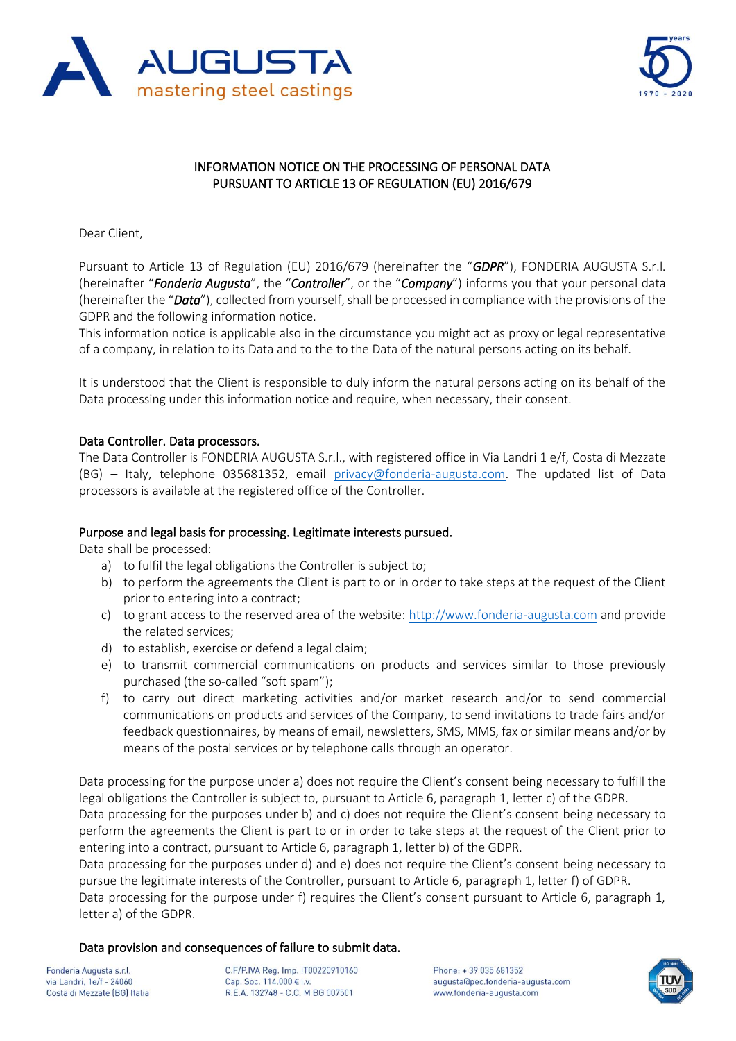# INFORMATION NOTICE ON THE PROCESSING OF PERSONAL DATA PURSUANT TO ARTICLE 13 OF REGULATION (EU) 2016/679

Dear Client,

Pursuant to Article 13 of Regulation (EU) 2016/679 (hereinafter the "***GDPR***"), FONDERIA AUGUSTA S.r.l. (hereinafter "***Fonderia Augusta***", the "***Controller***", or the "***Company***") informs you that your personal data (hereinafter the "***Data***"), collected from yourself, shall be processed in compliance with the provisions of the GDPR and the following information notice.

This information notice is applicable also in the circumstance you might act as proxy or legal representative of a company, in relation to its Data and to the to the Data of the natural persons acting on its behalf.

It is understood that the Client is responsible to duly inform the natural persons acting on its behalf of the Data processing under this information notice and require, when necessary, their consent.

## Data Controller. Data processors.

The Data Controller is FONDERIA AUGUSTA S.r.l., with registered office in Via Landri 1 e/f, Costa di Mezzate (BG) – Italy, telephone 035681352, email privacy@fonderia-augusta.com. The updated list of Data processors is available at the registered office of the Controller.

## Purpose and legal basis for processing. Legitimate interests pursued.

Data shall be processed:

a) to fulfil the legal obligations the Controller is subject to;
b) to perform the agreements the Client is part to or in order to take steps at the request of the Client prior to entering into a contract;
c) to grant access to the reserved area of the website: http://www.fonderia-augusta.com and provide the related services;
d) to establish, exercise or defend a legal claim;
e) to transmit commercial communications on products and services similar to those previously purchased (the so-called "soft spam");
f) to carry out direct marketing activities and/or market research and/or to send commercial communications on products and services of the Company, to send invitations to trade fairs and/or feedback questionnaires, by means of email, newsletters, SMS, MMS, fax or similar means and/or by means of the postal services or by telephone calls through an operator.

Data processing for the purpose under a) does not require the Client's consent being necessary to fulfill the legal obligations the Controller is subject to, pursuant to Article 6, paragraph 1, letter c) of the GDPR.

Data processing for the purposes under b) and c) does not require the Client's consent being necessary to perform the agreements the Client is part to or in order to take steps at the request of the Client prior to entering into a contract, pursuant to Article 6, paragraph 1, letter b) of the GDPR.

Data processing for the purposes under d) and e) does not require the Client's consent being necessary to pursue the legitimate interests of the Controller, pursuant to Article 6, paragraph 1, letter f) of GDPR.

Data processing for the purpose under f) requires the Client's consent pursuant to Article 6, paragraph 1, letter a) of the GDPR.

## Data provision and consequences of failure to submit data.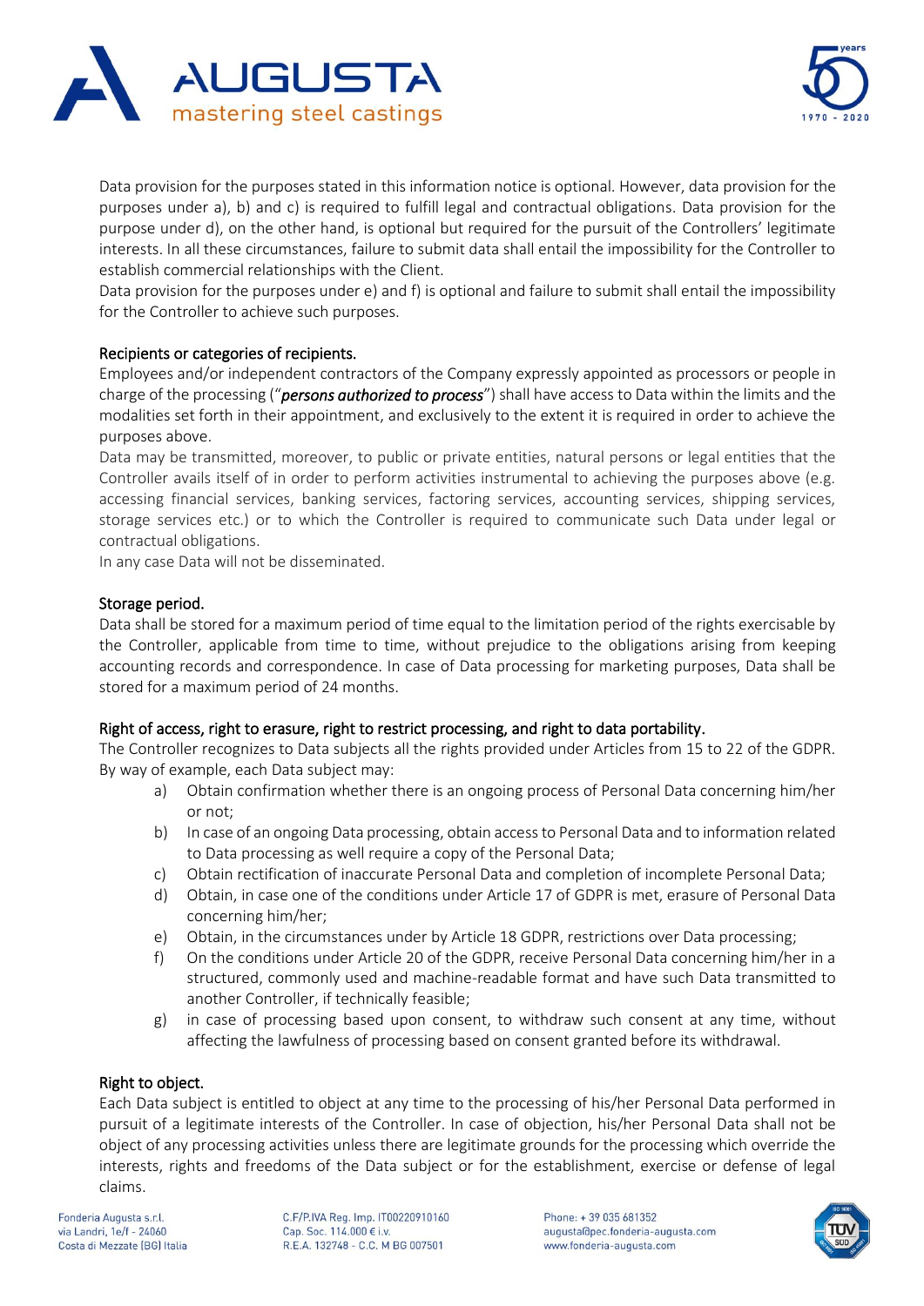Data provision for the purposes stated in this information notice is optional. However, data provision for the purposes under a), b) and c) is required to fulfill legal and contractual obligations. Data provision for the purpose under d), on the other hand, is optional but required for the pursuit of the Controllers' legitimate interests. In all these circumstances, failure to submit data shall entail the impossibility for the Controller to establish commercial relationships with the Client.

Data provision for the purposes under e) and f) is optional and failure to submit shall entail the impossibility for the Controller to achieve such purposes.

## Recipients or categories of recipients.

Employees and/or independent contractors of the Company expressly appointed as processors or people in charge of the processing ("*persons authorized to process*") shall have access to Data within the limits and the modalities set forth in their appointment, and exclusively to the extent it is required in order to achieve the purposes above.

Data may be transmitted, moreover, to public or private entities, natural persons or legal entities that the Controller avails itself of in order to perform activities instrumental to achieving the purposes above (e.g. accessing financial services, banking services, factoring services, accounting services, shipping services, storage services etc.) or to which the Controller is required to communicate such Data under legal or contractual obligations.

In any case Data will not be disseminated.

## Storage period.

Data shall be stored for a maximum period of time equal to the limitation period of the rights exercisable by the Controller, applicable from time to time, without prejudice to the obligations arising from keeping accounting records and correspondence. In case of Data processing for marketing purposes, Data shall be stored for a maximum period of 24 months.

## Right of access, right to erasure, right to restrict processing, and right to data portability.

The Controller recognizes to Data subjects all the rights provided under Articles from 15 to 22 of the GDPR. By way of example, each Data subject may:

a) Obtain confirmation whether there is an ongoing process of Personal Data concerning him/her or not;
b) In case of an ongoing Data processing, obtain access to Personal Data and to information related to Data processing as well require a copy of the Personal Data;
c) Obtain rectification of inaccurate Personal Data and completion of incomplete Personal Data;
d) Obtain, in case one of the conditions under Article 17 of GDPR is met, erasure of Personal Data concerning him/her;
e) Obtain, in the circumstances under by Article 18 GDPR, restrictions over Data processing;
f) On the conditions under Article 20 of the GDPR, receive Personal Data concerning him/her in a structured, commonly used and machine-readable format and have such Data transmitted to another Controller, if technically feasible;
g) in case of processing based upon consent, to withdraw such consent at any time, without affecting the lawfulness of processing based on consent granted before its withdrawal.

## Right to object.

Each Data subject is entitled to object at any time to the processing of his/her Personal Data performed in pursuit of a legitimate interests of the Controller. In case of objection, his/her Personal Data shall not be object of any processing activities unless there are legitimate grounds for the processing which override the interests, rights and freedoms of the Data subject or for the establishment, exercise or defense of legal claims.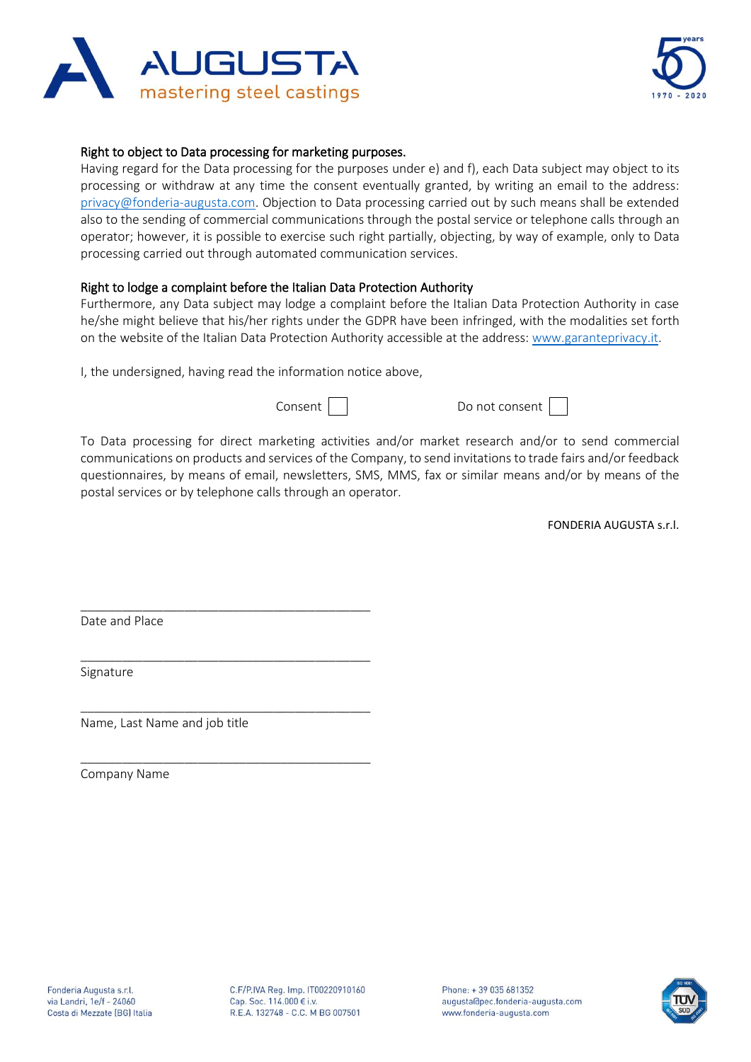### Right to object to Data processing for marketing purposes.

Having regard for the Data processing for the purposes under e) and f), each Data subject may object to its processing or withdraw at any time the consent eventually granted, by writing an email to the address: privacy@fonderia-augusta.com. Objection to Data processing carried out by such means shall be extended also to the sending of commercial communications through the postal service or telephone calls through an operator; however, it is possible to exercise such right partially, objecting, by way of example, only to Data processing carried out through automated communication services.

### Right to lodge a complaint before the Italian Data Protection Authority

Furthermore, any Data subject may lodge a complaint before the Italian Data Protection Authority in case he/she might believe that his/her rights under the GDPR have been infringed, with the modalities set forth on the website of the Italian Data Protection Authority accessible at the address: www.garanteprivacy.it.

I, the undersigned, having read the information notice above,

Consent ☐ Do not consent ☐

To Data processing for direct marketing activities and/or market research and/or to send commercial communications on products and services of the Company, to send invitations to trade fairs and/or feedback questionnaires, by means of email, newsletters, SMS, MMS, fax or similar means and/or by means of the postal services or by telephone calls through an operator.

FONDERIA AUGUSTA s.r.l.

\_\_\_\_\_\_\_\_\_\_\_\_\_\_\_\_\_\_\_\_\_\_\_\_\_\_\_\_\_\_\_\_\_\_\_\_\_\_\_\_
Date and Place

\_\_\_\_\_\_\_\_\_\_\_\_\_\_\_\_\_\_\_\_\_\_\_\_\_\_\_\_\_\_\_\_\_\_\_\_\_\_\_\_
Signature

\_\_\_\_\_\_\_\_\_\_\_\_\_\_\_\_\_\_\_\_\_\_\_\_\_\_\_\_\_\_\_\_\_\_\_\_\_\_\_\_
Name, Last Name and job title

\_\_\_\_\_\_\_\_\_\_\_\_\_\_\_\_\_\_\_\_\_\_\_\_\_\_\_\_\_\_\_\_\_\_\_\_\_\_\_\_
Company Name